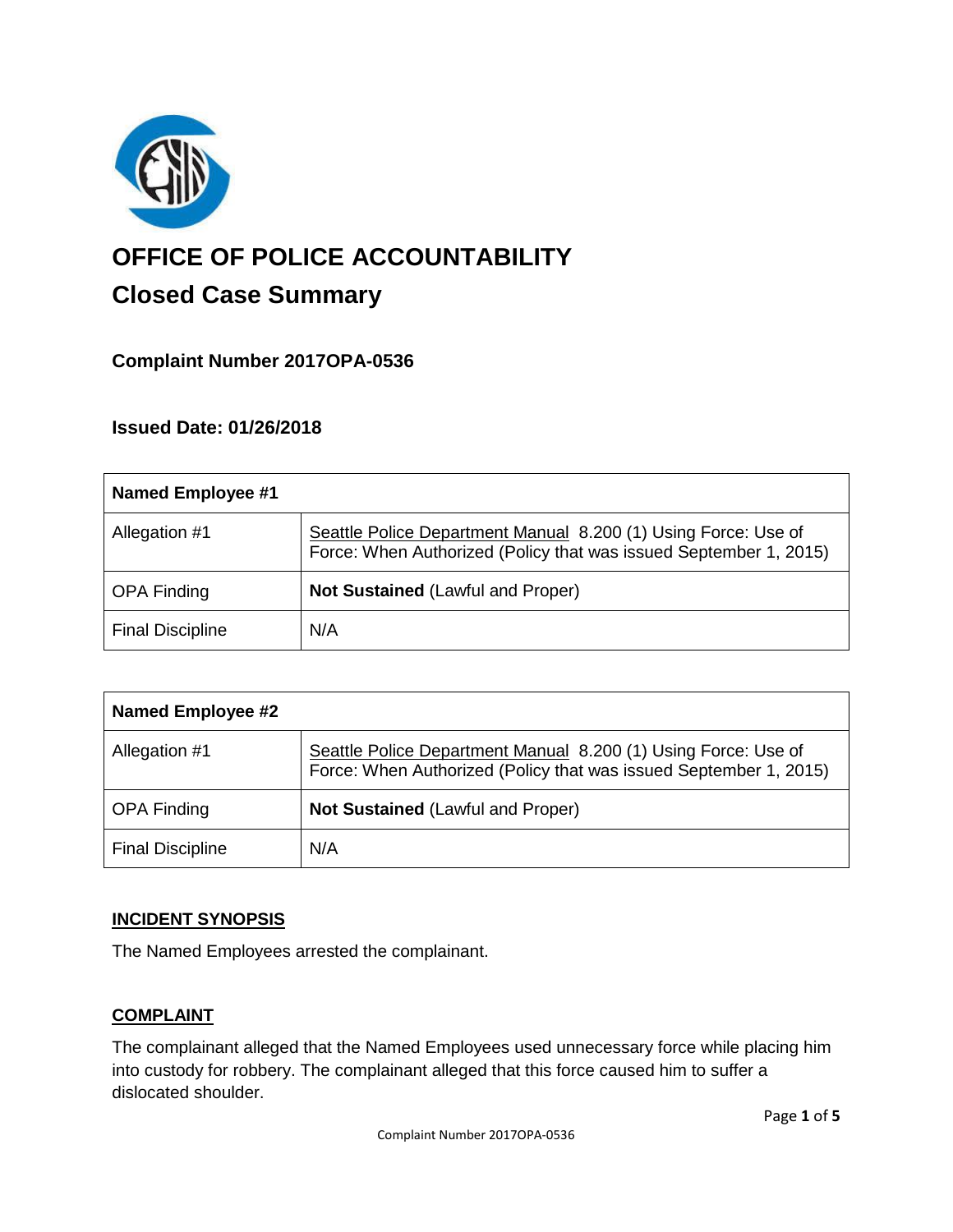# OFFICE OF POLICE ACCOUNTABILITY

## Closed Case Summary

### Complaint Number 2017OPA-0536

### Issued Date: 01/26/2018

| Named Employee #1 | |
|---|---|
| Allegation #1 | Seattle Police Department Manual 8.200 (1) Using Force: Use of Force: When Authorized (Policy that was issued September 1, 2015) |
| OPA Finding | **Not Sustained** (Lawful and Proper) |
| Final Discipline | N/A |

| Named Employee #2 | |
|---|---|
| Allegation #1 | Seattle Police Department Manual 8.200 (1) Using Force: Use of Force: When Authorized (Policy that was issued September 1, 2015) |
| OPA Finding | **Not Sustained** (Lawful and Proper) |
| Final Discipline | N/A |

## INCIDENT SYNOPSIS

The Named Employees arrested the complainant.

## COMPLAINT

The complainant alleged that the Named Employees used unnecessary force while placing him into custody for robbery. The complainant alleged that this force caused him to suffer a dislocated shoulder.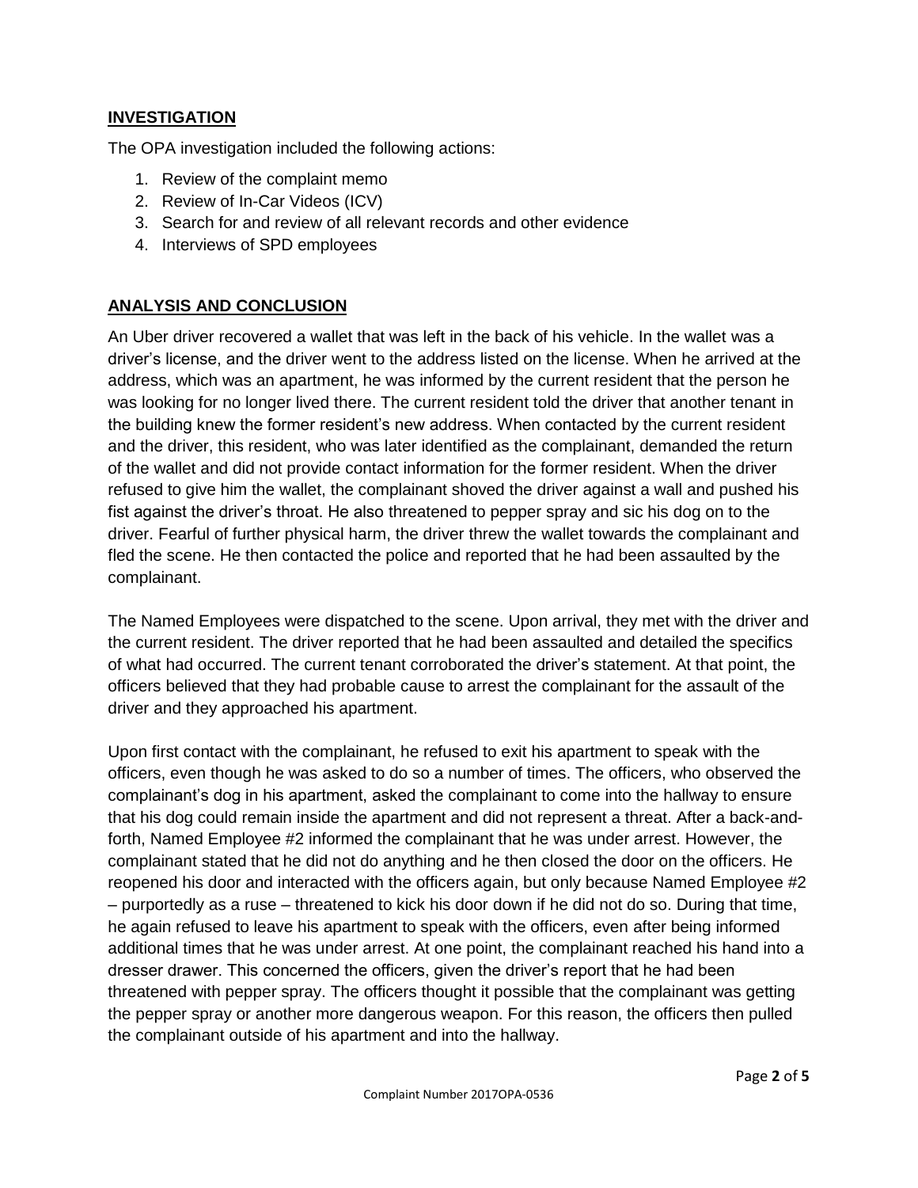## INVESTIGATION

The OPA investigation included the following actions:

1. Review of the complaint memo
2. Review of In-Car Videos (ICV)
3. Search for and review of all relevant records and other evidence
4. Interviews of SPD employees

## ANALYSIS AND CONCLUSION

An Uber driver recovered a wallet that was left in the back of his vehicle. In the wallet was a driver's license, and the driver went to the address listed on the license. When he arrived at the address, which was an apartment, he was informed by the current resident that the person he was looking for no longer lived there. The current resident told the driver that another tenant in the building knew the former resident's new address. When contacted by the current resident and the driver, this resident, who was later identified as the complainant, demanded the return of the wallet and did not provide contact information for the former resident. When the driver refused to give him the wallet, the complainant shoved the driver against a wall and pushed his fist against the driver's throat. He also threatened to pepper spray and sic his dog on to the driver. Fearful of further physical harm, the driver threw the wallet towards the complainant and fled the scene. He then contacted the police and reported that he had been assaulted by the complainant.

The Named Employees were dispatched to the scene. Upon arrival, they met with the driver and the current resident. The driver reported that he had been assaulted and detailed the specifics of what had occurred. The current tenant corroborated the driver's statement. At that point, the officers believed that they had probable cause to arrest the complainant for the assault of the driver and they approached his apartment.

Upon first contact with the complainant, he refused to exit his apartment to speak with the officers, even though he was asked to do so a number of times. The officers, who observed the complainant's dog in his apartment, asked the complainant to come into the hallway to ensure that his dog could remain inside the apartment and did not represent a threat. After a back-and-forth, Named Employee #2 informed the complainant that he was under arrest. However, the complainant stated that he did not do anything and he then closed the door on the officers. He reopened his door and interacted with the officers again, but only because Named Employee #2 – purportedly as a ruse – threatened to kick his door down if he did not do so. During that time, he again refused to leave his apartment to speak with the officers, even after being informed additional times that he was under arrest. At one point, the complainant reached his hand into a dresser drawer. This concerned the officers, given the driver's report that he had been threatened with pepper spray. The officers thought it possible that the complainant was getting the pepper spray or another more dangerous weapon. For this reason, the officers then pulled the complainant outside of his apartment and into the hallway.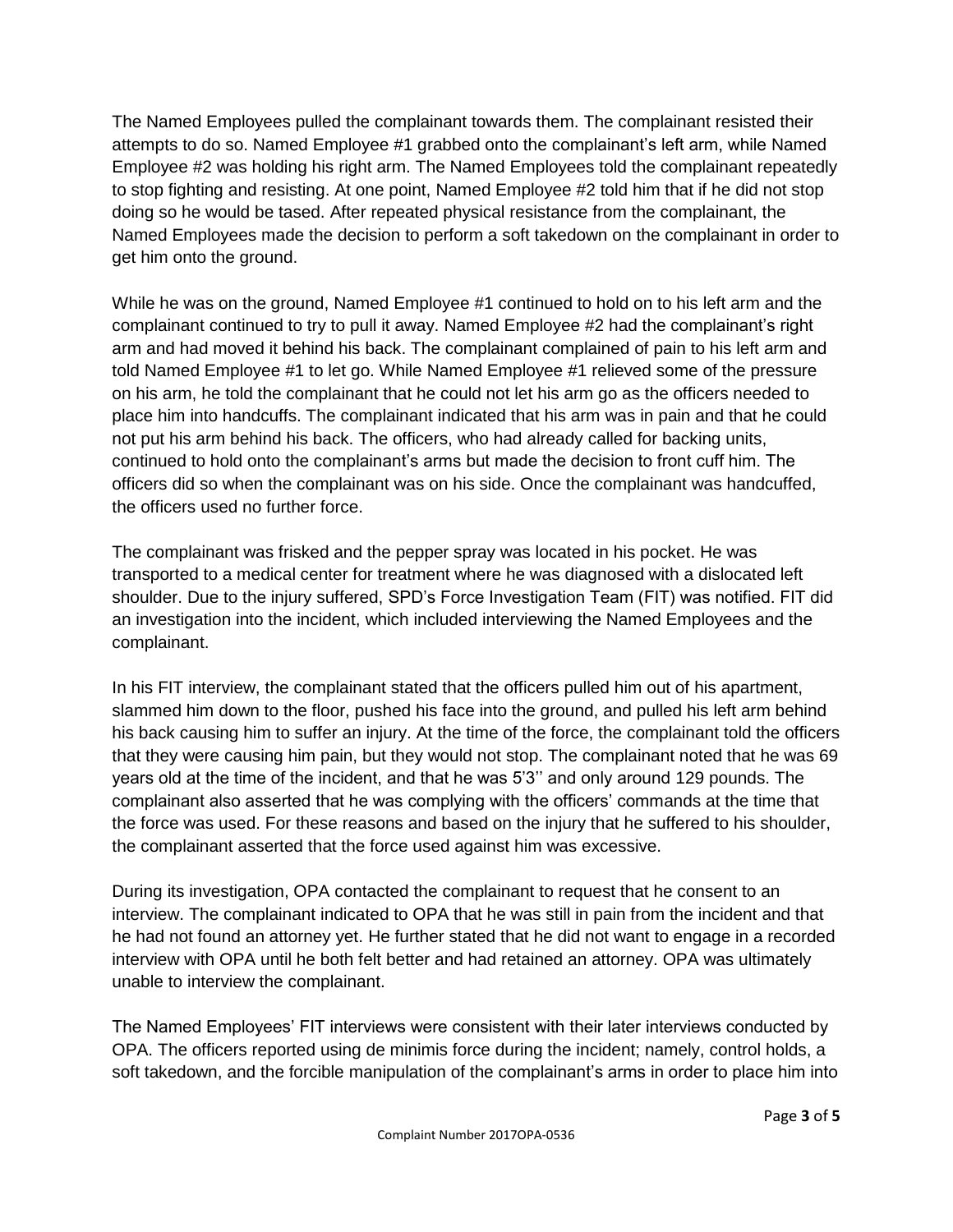The Named Employees pulled the complainant towards them. The complainant resisted their attempts to do so. Named Employee #1 grabbed onto the complainant's left arm, while Named Employee #2 was holding his right arm. The Named Employees told the complainant repeatedly to stop fighting and resisting. At one point, Named Employee #2 told him that if he did not stop doing so he would be tased. After repeated physical resistance from the complainant, the Named Employees made the decision to perform a soft takedown on the complainant in order to get him onto the ground.

While he was on the ground, Named Employee #1 continued to hold on to his left arm and the complainant continued to try to pull it away. Named Employee #2 had the complainant's right arm and had moved it behind his back. The complainant complained of pain to his left arm and told Named Employee #1 to let go. While Named Employee #1 relieved some of the pressure on his arm, he told the complainant that he could not let his arm go as the officers needed to place him into handcuffs. The complainant indicated that his arm was in pain and that he could not put his arm behind his back. The officers, who had already called for backing units, continued to hold onto the complainant's arms but made the decision to front cuff him. The officers did so when the complainant was on his side. Once the complainant was handcuffed, the officers used no further force.

The complainant was frisked and the pepper spray was located in his pocket. He was transported to a medical center for treatment where he was diagnosed with a dislocated left shoulder. Due to the injury suffered, SPD's Force Investigation Team (FIT) was notified. FIT did an investigation into the incident, which included interviewing the Named Employees and the complainant.

In his FIT interview, the complainant stated that the officers pulled him out of his apartment, slammed him down to the floor, pushed his face into the ground, and pulled his left arm behind his back causing him to suffer an injury. At the time of the force, the complainant told the officers that they were causing him pain, but they would not stop. The complainant noted that he was 69 years old at the time of the incident, and that he was 5'3'' and only around 129 pounds. The complainant also asserted that he was complying with the officers' commands at the time that the force was used. For these reasons and based on the injury that he suffered to his shoulder, the complainant asserted that the force used against him was excessive.

During its investigation, OPA contacted the complainant to request that he consent to an interview. The complainant indicated to OPA that he was still in pain from the incident and that he had not found an attorney yet. He further stated that he did not want to engage in a recorded interview with OPA until he both felt better and had retained an attorney. OPA was ultimately unable to interview the complainant.

The Named Employees' FIT interviews were consistent with their later interviews conducted by OPA. The officers reported using de minimis force during the incident; namely, control holds, a soft takedown, and the forcible manipulation of the complainant's arms in order to place him into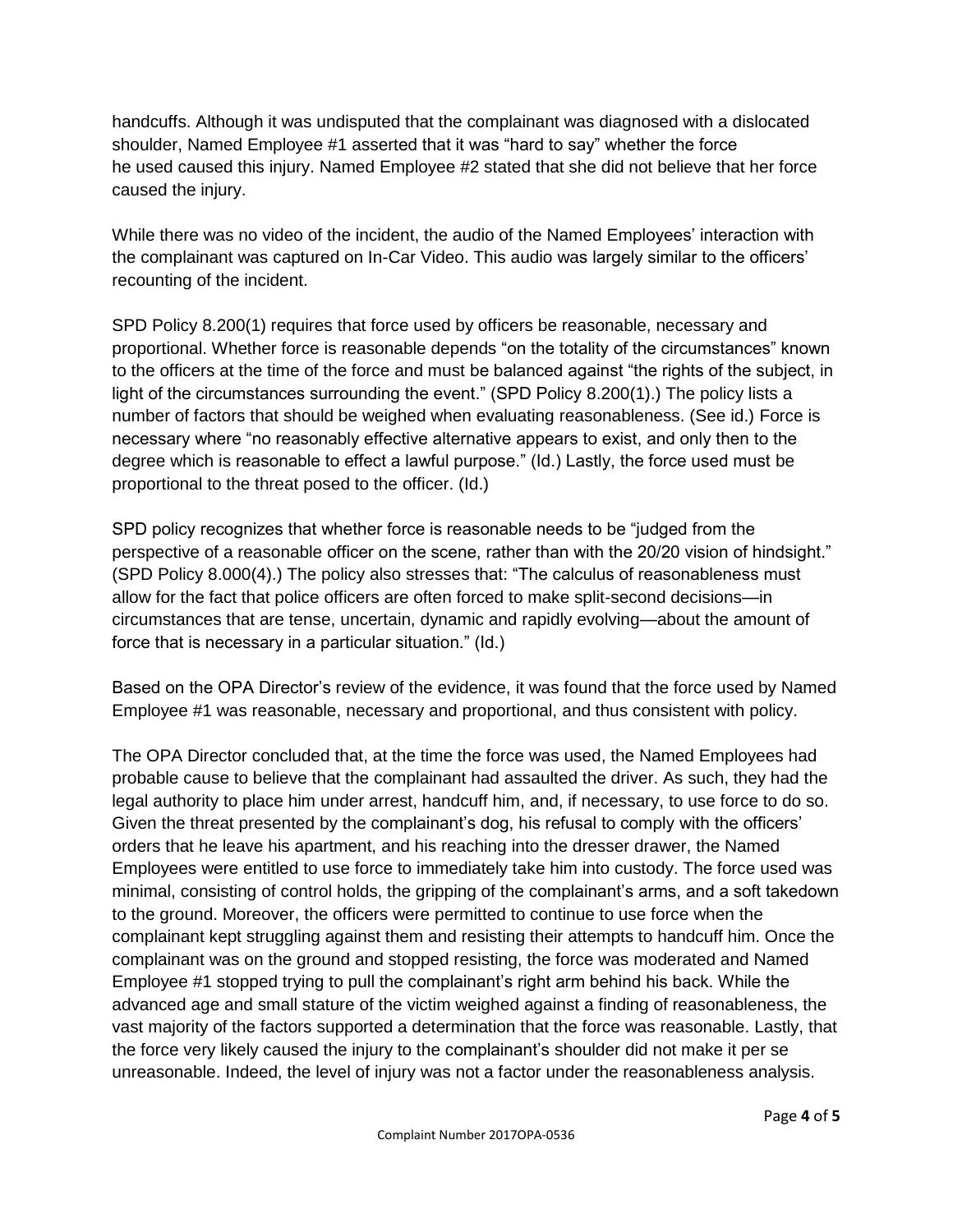handcuffs. Although it was undisputed that the complainant was diagnosed with a dislocated shoulder, Named Employee #1 asserted that it was "hard to say" whether the force he used caused this injury. Named Employee #2 stated that she did not believe that her force caused the injury.

While there was no video of the incident, the audio of the Named Employees' interaction with the complainant was captured on In-Car Video. This audio was largely similar to the officers' recounting of the incident.

SPD Policy 8.200(1) requires that force used by officers be reasonable, necessary and proportional. Whether force is reasonable depends "on the totality of the circumstances" known to the officers at the time of the force and must be balanced against "the rights of the subject, in light of the circumstances surrounding the event." (SPD Policy 8.200(1).) The policy lists a number of factors that should be weighed when evaluating reasonableness. (See id.) Force is necessary where "no reasonably effective alternative appears to exist, and only then to the degree which is reasonable to effect a lawful purpose." (Id.) Lastly, the force used must be proportional to the threat posed to the officer. (Id.)

SPD policy recognizes that whether force is reasonable needs to be "judged from the perspective of a reasonable officer on the scene, rather than with the 20/20 vision of hindsight." (SPD Policy 8.000(4).) The policy also stresses that: "The calculus of reasonableness must allow for the fact that police officers are often forced to make split-second decisions—in circumstances that are tense, uncertain, dynamic and rapidly evolving—about the amount of force that is necessary in a particular situation." (Id.)

Based on the OPA Director's review of the evidence, it was found that the force used by Named Employee #1 was reasonable, necessary and proportional, and thus consistent with policy.

The OPA Director concluded that, at the time the force was used, the Named Employees had probable cause to believe that the complainant had assaulted the driver. As such, they had the legal authority to place him under arrest, handcuff him, and, if necessary, to use force to do so. Given the threat presented by the complainant's dog, his refusal to comply with the officers' orders that he leave his apartment, and his reaching into the dresser drawer, the Named Employees were entitled to use force to immediately take him into custody. The force used was minimal, consisting of control holds, the gripping of the complainant's arms, and a soft takedown to the ground. Moreover, the officers were permitted to continue to use force when the complainant kept struggling against them and resisting their attempts to handcuff him. Once the complainant was on the ground and stopped resisting, the force was moderated and Named Employee #1 stopped trying to pull the complainant's right arm behind his back. While the advanced age and small stature of the victim weighed against a finding of reasonableness, the vast majority of the factors supported a determination that the force was reasonable. Lastly, that the force very likely caused the injury to the complainant's shoulder did not make it per se unreasonable. Indeed, the level of injury was not a factor under the reasonableness analysis.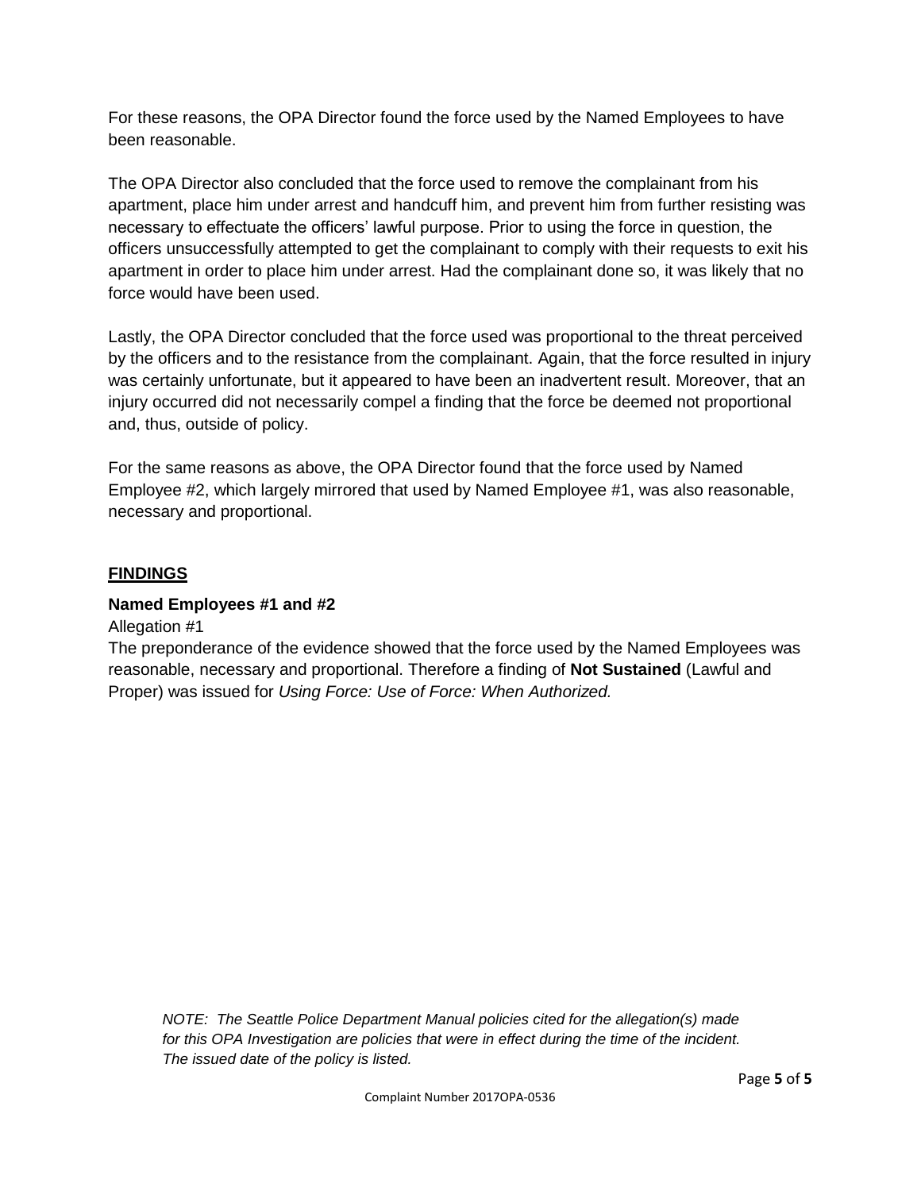For these reasons, the OPA Director found the force used by the Named Employees to have been reasonable.

The OPA Director also concluded that the force used to remove the complainant from his apartment, place him under arrest and handcuff him, and prevent him from further resisting was necessary to effectuate the officers' lawful purpose. Prior to using the force in question, the officers unsuccessfully attempted to get the complainant to comply with their requests to exit his apartment in order to place him under arrest. Had the complainant done so, it was likely that no force would have been used.

Lastly, the OPA Director concluded that the force used was proportional to the threat perceived by the officers and to the resistance from the complainant. Again, that the force resulted in injury was certainly unfortunate, but it appeared to have been an inadvertent result. Moreover, that an injury occurred did not necessarily compel a finding that the force be deemed not proportional and, thus, outside of policy.

For the same reasons as above, the OPA Director found that the force used by Named Employee #2, which largely mirrored that used by Named Employee #1, was also reasonable, necessary and proportional.

## FINDINGS

**Named Employees #1 and #2**

Allegation #1

The preponderance of the evidence showed that the force used by the Named Employees was reasonable, necessary and proportional. Therefore a finding of **Not Sustained** (Lawful and Proper) was issued for *Using Force: Use of Force: When Authorized.*

*NOTE: The Seattle Police Department Manual policies cited for the allegation(s) made for this OPA Investigation are policies that were in effect during the time of the incident. The issued date of the policy is listed.*

Complaint Number 2017OPA-0536